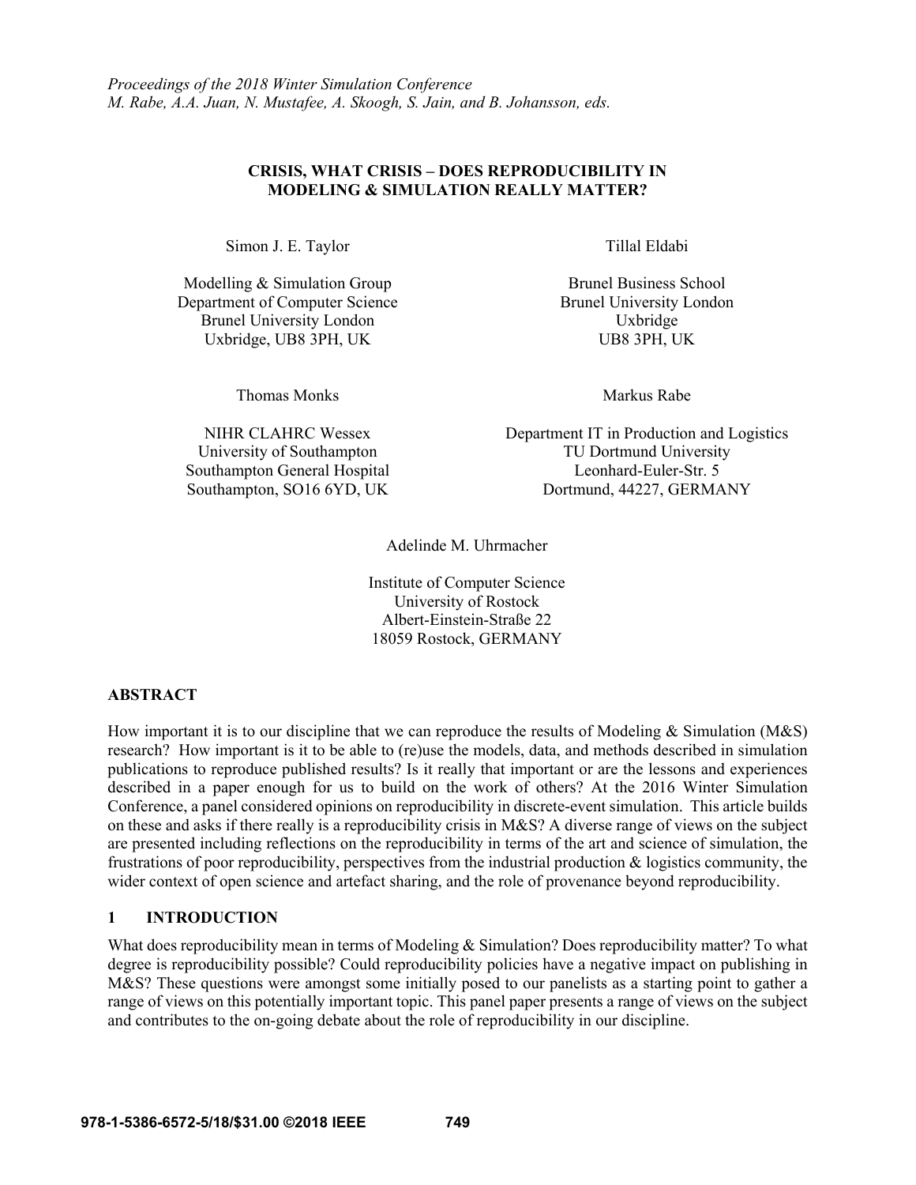*Proceedings of the 2018 Winter Simulation Conference*
*M. Rabe, A.A. Juan, N. Mustafee, A. Skoogh, S. Jain, and B. Johansson, eds.*

# CRISIS, WHAT CRISIS – DOES REPRODUCIBILITY IN MODELING & SIMULATION REALLY MATTER?

Simon J. E. Taylor

Modelling & Simulation Group
Department of Computer Science
Brunel University London
Uxbridge, UB8 3PH, UK

Tillal Eldabi

Brunel Business School
Brunel University London
Uxbridge
UB8 3PH, UK

Thomas Monks

NIHR CLAHRC Wessex
University of Southampton
Southampton General Hospital
Southampton, SO16 6YD, UK

Markus Rabe

Department IT in Production and Logistics
TU Dortmund University
Leonhard-Euler-Str. 5
Dortmund, 44227, GERMANY

Adelinde M. Uhrmacher

Institute of Computer Science
University of Rostock
Albert-Einstein-Straße 22
18059 Rostock, GERMANY

## ABSTRACT

How important it is to our discipline that we can reproduce the results of Modeling & Simulation (M&S) research? How important is it to be able to (re)use the models, data, and methods described in simulation publications to reproduce published results? Is it really that important or are the lessons and experiences described in a paper enough for us to build on the work of others? At the 2016 Winter Simulation Conference, a panel considered opinions on reproducibility in discrete-event simulation. This article builds on these and asks if there really is a reproducibility crisis in M&S? A diverse range of views on the subject are presented including reflections on the reproducibility in terms of the art and science of simulation, the frustrations of poor reproducibility, perspectives from the industrial production & logistics community, the wider context of open science and artefact sharing, and the role of provenance beyond reproducibility.

## 1 INTRODUCTION

What does reproducibility mean in terms of Modeling & Simulation? Does reproducibility matter? To what degree is reproducibility possible? Could reproducibility policies have a negative impact on publishing in M&S? These questions were amongst some initially posed to our panelists as a starting point to gather a range of views on this potentially important topic. This panel paper presents a range of views on the subject and contributes to the on-going debate about the role of reproducibility in our discipline.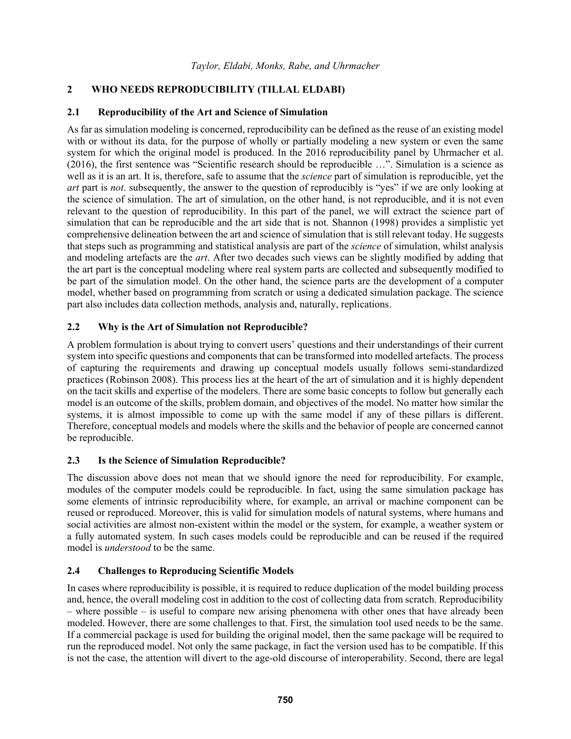## 2 WHO NEEDS REPRODUCIBILITY (TILLAL ELDABI)

### 2.1 Reproducibility of the Art and Science of Simulation

As far as simulation modeling is concerned, reproducibility can be defined as the reuse of an existing model with or without its data, for the purpose of wholly or partially modeling a new system or even the same system for which the original model is produced. In the 2016 reproducibility panel by Uhrmacher et al. (2016), the first sentence was "Scientific research should be reproducible …". Simulation is a science as well as it is an art. It is, therefore, safe to assume that the *science* part of simulation is reproducible, yet the *art* part is *not*. subsequently, the answer to the question of reproducibly is "yes" if we are only looking at the science of simulation. The art of simulation, on the other hand, is not reproducible, and it is not even relevant to the question of reproducibility. In this part of the panel, we will extract the science part of simulation that can be reproducible and the art side that is not. Shannon (1998) provides a simplistic yet comprehensive delineation between the art and science of simulation that is still relevant today. He suggests that steps such as programming and statistical analysis are part of the *science* of simulation, whilst analysis and modeling artefacts are the *art*. After two decades such views can be slightly modified by adding that the art part is the conceptual modeling where real system parts are collected and subsequently modified to be part of the simulation model. On the other hand, the science parts are the development of a computer model, whether based on programming from scratch or using a dedicated simulation package. The science part also includes data collection methods, analysis and, naturally, replications.

### 2.2 Why is the Art of Simulation not Reproducible?

A problem formulation is about trying to convert users' questions and their understandings of their current system into specific questions and components that can be transformed into modelled artefacts. The process of capturing the requirements and drawing up conceptual models usually follows semi-standardized practices (Robinson 2008). This process lies at the heart of the art of simulation and it is highly dependent on the tacit skills and expertise of the modelers. There are some basic concepts to follow but generally each model is an outcome of the skills, problem domain, and objectives of the model. No matter how similar the systems, it is almost impossible to come up with the same model if any of these pillars is different. Therefore, conceptual models and models where the skills and the behavior of people are concerned cannot be reproducible.

### 2.3 Is the Science of Simulation Reproducible?

The discussion above does not mean that we should ignore the need for reproducibility. For example, modules of the computer models could be reproducible. In fact, using the same simulation package has some elements of intrinsic reproducibility where, for example, an arrival or machine component can be reused or reproduced. Moreover, this is valid for simulation models of natural systems, where humans and social activities are almost non-existent within the model or the system, for example, a weather system or a fully automated system. In such cases models could be reproducible and can be reused if the required model is *understood* to be the same.

### 2.4 Challenges to Reproducing Scientific Models

In cases where reproducibility is possible, it is required to reduce duplication of the model building process and, hence, the overall modeling cost in addition to the cost of collecting data from scratch. Reproducibility – where possible – is useful to compare new arising phenomena with other ones that have already been modeled. However, there are some challenges to that. First, the simulation tool used needs to be the same. If a commercial package is used for building the original model, then the same package will be required to run the reproduced model. Not only the same package, in fact the version used has to be compatible. If this is not the case, the attention will divert to the age-old discourse of interoperability. Second, there are legal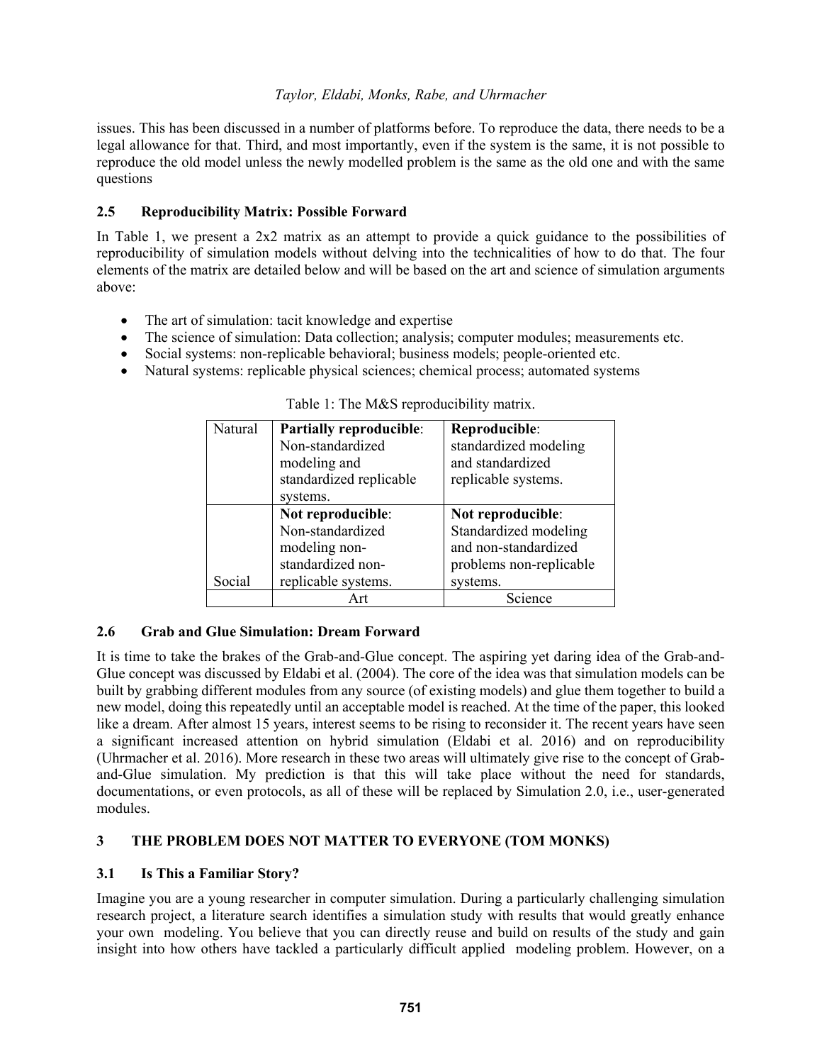issues. This has been discussed in a number of platforms before. To reproduce the data, there needs to be a legal allowance for that. Third, and most importantly, even if the system is the same, it is not possible to reproduce the old model unless the newly modelled problem is the same as the old one and with the same questions

### 2.5 Reproducibility Matrix: Possible Forward

In Table 1, we present a 2x2 matrix as an attempt to provide a quick guidance to the possibilities of reproducibility of simulation models without delving into the technicalities of how to do that. The four elements of the matrix are detailed below and will be based on the art and science of simulation arguments above:

- The art of simulation: tacit knowledge and expertise
- The science of simulation: Data collection; analysis; computer modules; measurements etc.
- Social systems: non-replicable behavioral; business models; people-oriented etc.
- Natural systems: replicable physical sciences; chemical process; automated systems

Table 1: The M&S reproducibility matrix.

| | | |
|---|---|---|
| Natural | **Partially reproducible**: Non-standardized modeling and standardized replicable systems. | **Reproducible**: standardized modeling and standardized replicable systems. |
| Social | **Not reproducible**: Non-standardized modeling non-standardized non-replicable systems. | **Not reproducible**: Standardized modeling and non-standardized problems non-replicable systems. |
| | Art | Science |

### 2.6 Grab and Glue Simulation: Dream Forward

It is time to take the brakes of the Grab-and-Glue concept. The aspiring yet daring idea of the Grab-and-Glue concept was discussed by Eldabi et al. (2004). The core of the idea was that simulation models can be built by grabbing different modules from any source (of existing models) and glue them together to build a new model, doing this repeatedly until an acceptable model is reached. At the time of the paper, this looked like a dream. After almost 15 years, interest seems to be rising to reconsider it. The recent years have seen a significant increased attention on hybrid simulation (Eldabi et al. 2016) and on reproducibility (Uhrmacher et al. 2016). More research in these two areas will ultimately give rise to the concept of Grab-and-Glue simulation. My prediction is that this will take place without the need for standards, documentations, or even protocols, as all of these will be replaced by Simulation 2.0, i.e., user-generated modules.

## 3 THE PROBLEM DOES NOT MATTER TO EVERYONE (TOM MONKS)

### 3.1 Is This a Familiar Story?

Imagine you are a young researcher in computer simulation. During a particularly challenging simulation research project, a literature search identifies a simulation study with results that would greatly enhance your own modeling. You believe that you can directly reuse and build on results of the study and gain insight into how others have tackled a particularly difficult applied modeling problem. However, on a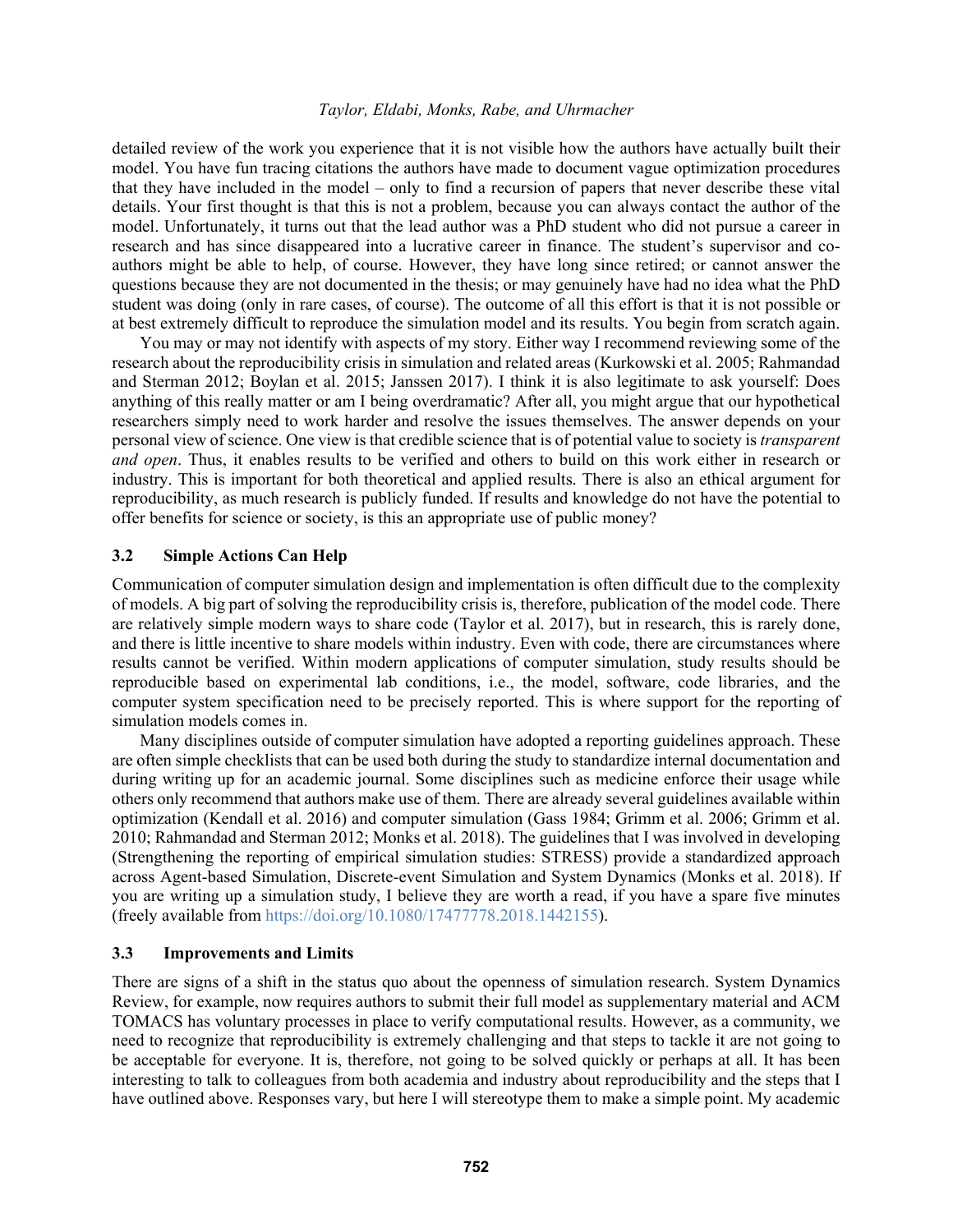detailed review of the work you experience that it is not visible how the authors have actually built their model. You have fun tracing citations the authors have made to document vague optimization procedures that they have included in the model – only to find a recursion of papers that never describe these vital details. Your first thought is that this is not a problem, because you can always contact the author of the model. Unfortunately, it turns out that the lead author was a PhD student who did not pursue a career in research and has since disappeared into a lucrative career in finance. The student's supervisor and co-authors might be able to help, of course. However, they have long since retired; or cannot answer the questions because they are not documented in the thesis; or may genuinely have had no idea what the PhD student was doing (only in rare cases, of course). The outcome of all this effort is that it is not possible or at best extremely difficult to reproduce the simulation model and its results. You begin from scratch again.

You may or may not identify with aspects of my story. Either way I recommend reviewing some of the research about the reproducibility crisis in simulation and related areas (Kurkowski et al. 2005; Rahmandad and Sterman 2012; Boylan et al. 2015; Janssen 2017). I think it is also legitimate to ask yourself: Does anything of this really matter or am I being overdramatic? After all, you might argue that our hypothetical researchers simply need to work harder and resolve the issues themselves. The answer depends on your personal view of science. One view is that credible science that is of potential value to society is *transparent and open*. Thus, it enables results to be verified and others to build on this work either in research or industry. This is important for both theoretical and applied results. There is also an ethical argument for reproducibility, as much research is publicly funded. If results and knowledge do not have the potential to offer benefits for science or society, is this an appropriate use of public money?

### 3.2 Simple Actions Can Help

Communication of computer simulation design and implementation is often difficult due to the complexity of models. A big part of solving the reproducibility crisis is, therefore, publication of the model code. There are relatively simple modern ways to share code (Taylor et al. 2017), but in research, this is rarely done, and there is little incentive to share models within industry. Even with code, there are circumstances where results cannot be verified. Within modern applications of computer simulation, study results should be reproducible based on experimental lab conditions, i.e., the model, software, code libraries, and the computer system specification need to be precisely reported. This is where support for the reporting of simulation models comes in.

Many disciplines outside of computer simulation have adopted a reporting guidelines approach. These are often simple checklists that can be used both during the study to standardize internal documentation and during writing up for an academic journal. Some disciplines such as medicine enforce their usage while others only recommend that authors make use of them. There are already several guidelines available within optimization (Kendall et al. 2016) and computer simulation (Gass 1984; Grimm et al. 2006; Grimm et al. 2010; Rahmandad and Sterman 2012; Monks et al. 2018). The guidelines that I was involved in developing (Strengthening the reporting of empirical simulation studies: STRESS) provide a standardized approach across Agent-based Simulation, Discrete-event Simulation and System Dynamics (Monks et al. 2018). If you are writing up a simulation study, I believe they are worth a read, if you have a spare five minutes (freely available from https://doi.org/10.1080/17477778.2018.1442155).

### 3.3 Improvements and Limits

There are signs of a shift in the status quo about the openness of simulation research. System Dynamics Review, for example, now requires authors to submit their full model as supplementary material and ACM TOMACS has voluntary processes in place to verify computational results. However, as a community, we need to recognize that reproducibility is extremely challenging and that steps to tackle it are not going to be acceptable for everyone. It is, therefore, not going to be solved quickly or perhaps at all. It has been interesting to talk to colleagues from both academia and industry about reproducibility and the steps that I have outlined above. Responses vary, but here I will stereotype them to make a simple point. My academic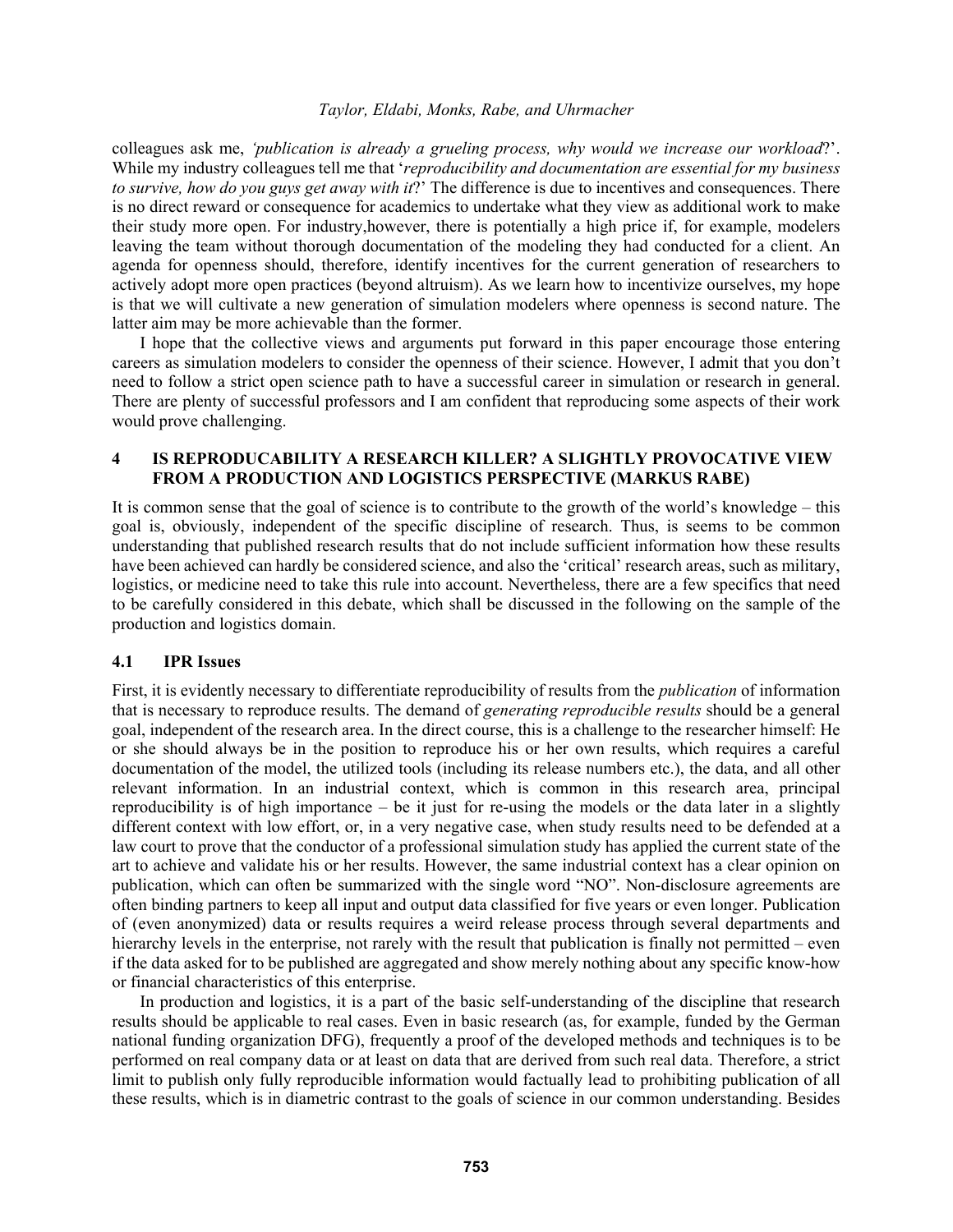colleagues ask me, *'publication is already a grueling process, why would we increase our workload*?'. While my industry colleagues tell me that '*reproducibility and documentation are essential for my business to survive, how do you guys get away with it*?' The difference is due to incentives and consequences. There is no direct reward or consequence for academics to undertake what they view as additional work to make their study more open. For industry,however, there is potentially a high price if, for example, modelers leaving the team without thorough documentation of the modeling they had conducted for a client. An agenda for openness should, therefore, identify incentives for the current generation of researchers to actively adopt more open practices (beyond altruism). As we learn how to incentivize ourselves, my hope is that we will cultivate a new generation of simulation modelers where openness is second nature. The latter aim may be more achievable than the former.

I hope that the collective views and arguments put forward in this paper encourage those entering careers as simulation modelers to consider the openness of their science. However, I admit that you don't need to follow a strict open science path to have a successful career in simulation or research in general. There are plenty of successful professors and I am confident that reproducing some aspects of their work would prove challenging.

## 4 IS REPRODUCABILITY A RESEARCH KILLER? A SLIGHTLY PROVOCATIVE VIEW FROM A PRODUCTION AND LOGISTICS PERSPECTIVE (MARKUS RABE)

It is common sense that the goal of science is to contribute to the growth of the world's knowledge – this goal is, obviously, independent of the specific discipline of research. Thus, is seems to be common understanding that published research results that do not include sufficient information how these results have been achieved can hardly be considered science, and also the 'critical' research areas, such as military, logistics, or medicine need to take this rule into account. Nevertheless, there are a few specifics that need to be carefully considered in this debate, which shall be discussed in the following on the sample of the production and logistics domain.

### 4.1 IPR Issues

First, it is evidently necessary to differentiate reproducibility of results from the *publication* of information that is necessary to reproduce results. The demand of *generating reproducible results* should be a general goal, independent of the research area. In the direct course, this is a challenge to the researcher himself: He or she should always be in the position to reproduce his or her own results, which requires a careful documentation of the model, the utilized tools (including its release numbers etc.), the data, and all other relevant information. In an industrial context, which is common in this research area, principal reproducibility is of high importance – be it just for re-using the models or the data later in a slightly different context with low effort, or, in a very negative case, when study results need to be defended at a law court to prove that the conductor of a professional simulation study has applied the current state of the art to achieve and validate his or her results. However, the same industrial context has a clear opinion on publication, which can often be summarized with the single word "NO". Non-disclosure agreements are often binding partners to keep all input and output data classified for five years or even longer. Publication of (even anonymized) data or results requires a weird release process through several departments and hierarchy levels in the enterprise, not rarely with the result that publication is finally not permitted – even if the data asked for to be published are aggregated and show merely nothing about any specific know-how or financial characteristics of this enterprise.

In production and logistics, it is a part of the basic self-understanding of the discipline that research results should be applicable to real cases. Even in basic research (as, for example, funded by the German national funding organization DFG), frequently a proof of the developed methods and techniques is to be performed on real company data or at least on data that are derived from such real data. Therefore, a strict limit to publish only fully reproducible information would factually lead to prohibiting publication of all these results, which is in diametric contrast to the goals of science in our common understanding. Besides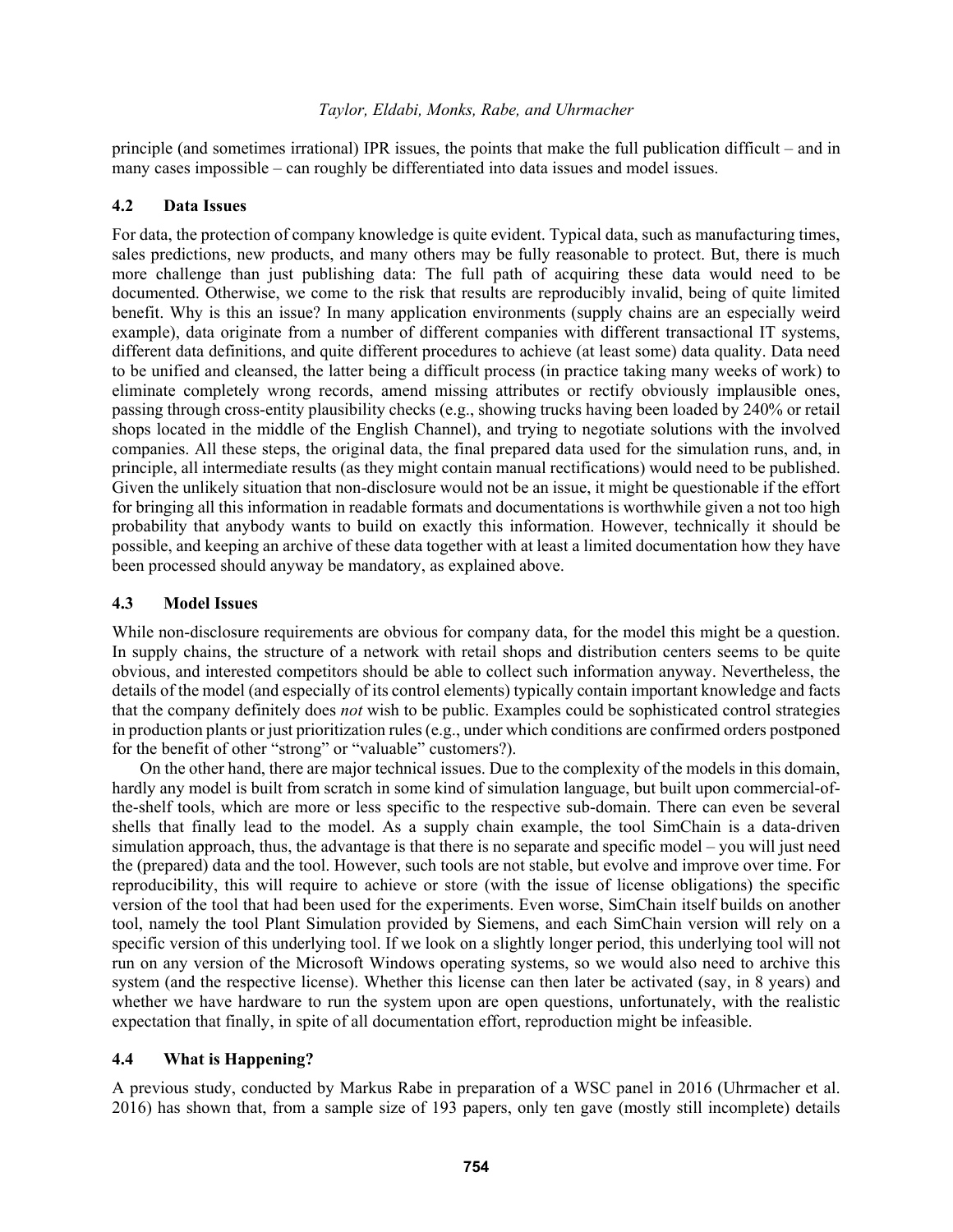principle (and sometimes irrational) IPR issues, the points that make the full publication difficult – and in many cases impossible – can roughly be differentiated into data issues and model issues.

### 4.2 Data Issues

For data, the protection of company knowledge is quite evident. Typical data, such as manufacturing times, sales predictions, new products, and many others may be fully reasonable to protect. But, there is much more challenge than just publishing data: The full path of acquiring these data would need to be documented. Otherwise, we come to the risk that results are reproducibly invalid, being of quite limited benefit. Why is this an issue? In many application environments (supply chains are an especially weird example), data originate from a number of different companies with different transactional IT systems, different data definitions, and quite different procedures to achieve (at least some) data quality. Data need to be unified and cleansed, the latter being a difficult process (in practice taking many weeks of work) to eliminate completely wrong records, amend missing attributes or rectify obviously implausible ones, passing through cross-entity plausibility checks (e.g., showing trucks having been loaded by 240% or retail shops located in the middle of the English Channel), and trying to negotiate solutions with the involved companies. All these steps, the original data, the final prepared data used for the simulation runs, and, in principle, all intermediate results (as they might contain manual rectifications) would need to be published. Given the unlikely situation that non-disclosure would not be an issue, it might be questionable if the effort for bringing all this information in readable formats and documentations is worthwhile given a not too high probability that anybody wants to build on exactly this information. However, technically it should be possible, and keeping an archive of these data together with at least a limited documentation how they have been processed should anyway be mandatory, as explained above.

### 4.3 Model Issues

While non-disclosure requirements are obvious for company data, for the model this might be a question. In supply chains, the structure of a network with retail shops and distribution centers seems to be quite obvious, and interested competitors should be able to collect such information anyway. Nevertheless, the details of the model (and especially of its control elements) typically contain important knowledge and facts that the company definitely does *not* wish to be public. Examples could be sophisticated control strategies in production plants or just prioritization rules (e.g., under which conditions are confirmed orders postponed for the benefit of other "strong" or "valuable" customers?).

On the other hand, there are major technical issues. Due to the complexity of the models in this domain, hardly any model is built from scratch in some kind of simulation language, but built upon commercial-of-the-shelf tools, which are more or less specific to the respective sub-domain. There can even be several shells that finally lead to the model. As a supply chain example, the tool SimChain is a data-driven simulation approach, thus, the advantage is that there is no separate and specific model – you will just need the (prepared) data and the tool. However, such tools are not stable, but evolve and improve over time. For reproducibility, this will require to achieve or store (with the issue of license obligations) the specific version of the tool that had been used for the experiments. Even worse, SimChain itself builds on another tool, namely the tool Plant Simulation provided by Siemens, and each SimChain version will rely on a specific version of this underlying tool. If we look on a slightly longer period, this underlying tool will not run on any version of the Microsoft Windows operating systems, so we would also need to archive this system (and the respective license). Whether this license can then later be activated (say, in 8 years) and whether we have hardware to run the system upon are open questions, unfortunately, with the realistic expectation that finally, in spite of all documentation effort, reproduction might be infeasible.

### 4.4 What is Happening?

A previous study, conducted by Markus Rabe in preparation of a WSC panel in 2016 (Uhrmacher et al. 2016) has shown that, from a sample size of 193 papers, only ten gave (mostly still incomplete) details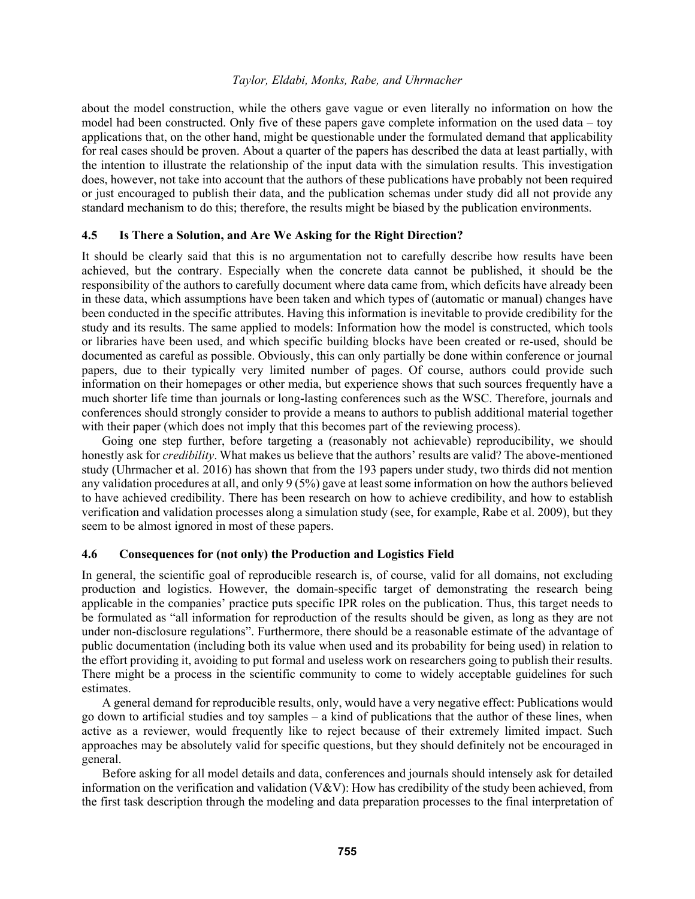about the model construction, while the others gave vague or even literally no information on how the model had been constructed. Only five of these papers gave complete information on the used data – toy applications that, on the other hand, might be questionable under the formulated demand that applicability for real cases should be proven. About a quarter of the papers has described the data at least partially, with the intention to illustrate the relationship of the input data with the simulation results. This investigation does, however, not take into account that the authors of these publications have probably not been required or just encouraged to publish their data, and the publication schemas under study did all not provide any standard mechanism to do this; therefore, the results might be biased by the publication environments.

### 4.5 Is There a Solution, and Are We Asking for the Right Direction?

It should be clearly said that this is no argumentation not to carefully describe how results have been achieved, but the contrary. Especially when the concrete data cannot be published, it should be the responsibility of the authors to carefully document where data came from, which deficits have already been in these data, which assumptions have been taken and which types of (automatic or manual) changes have been conducted in the specific attributes. Having this information is inevitable to provide credibility for the study and its results. The same applied to models: Information how the model is constructed, which tools or libraries have been used, and which specific building blocks have been created or re-used, should be documented as careful as possible. Obviously, this can only partially be done within conference or journal papers, due to their typically very limited number of pages. Of course, authors could provide such information on their homepages or other media, but experience shows that such sources frequently have a much shorter life time than journals or long-lasting conferences such as the WSC. Therefore, journals and conferences should strongly consider to provide a means to authors to publish additional material together with their paper (which does not imply that this becomes part of the reviewing process).

Going one step further, before targeting a (reasonably not achievable) reproducibility, we should honestly ask for *credibility*. What makes us believe that the authors' results are valid? The above-mentioned study (Uhrmacher et al. 2016) has shown that from the 193 papers under study, two thirds did not mention any validation procedures at all, and only 9 (5%) gave at least some information on how the authors believed to have achieved credibility. There has been research on how to achieve credibility, and how to establish verification and validation processes along a simulation study (see, for example, Rabe et al. 2009), but they seem to be almost ignored in most of these papers.

### 4.6 Consequences for (not only) the Production and Logistics Field

In general, the scientific goal of reproducible research is, of course, valid for all domains, not excluding production and logistics. However, the domain-specific target of demonstrating the research being applicable in the companies' practice puts specific IPR roles on the publication. Thus, this target needs to be formulated as "all information for reproduction of the results should be given, as long as they are not under non-disclosure regulations". Furthermore, there should be a reasonable estimate of the advantage of public documentation (including both its value when used and its probability for being used) in relation to the effort providing it, avoiding to put formal and useless work on researchers going to publish their results. There might be a process in the scientific community to come to widely acceptable guidelines for such estimates.

A general demand for reproducible results, only, would have a very negative effect: Publications would go down to artificial studies and toy samples – a kind of publications that the author of these lines, when active as a reviewer, would frequently like to reject because of their extremely limited impact. Such approaches may be absolutely valid for specific questions, but they should definitely not be encouraged in general.

Before asking for all model details and data, conferences and journals should intensely ask for detailed information on the verification and validation (V&V): How has credibility of the study been achieved, from the first task description through the modeling and data preparation processes to the final interpretation of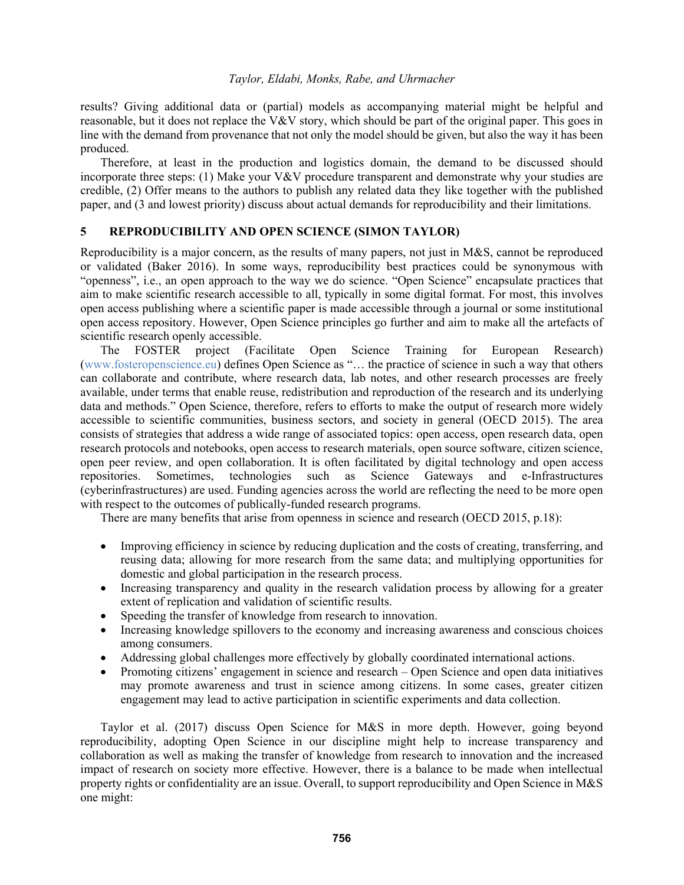results? Giving additional data or (partial) models as accompanying material might be helpful and reasonable, but it does not replace the V&V story, which should be part of the original paper. This goes in line with the demand from provenance that not only the model should be given, but also the way it has been produced.

Therefore, at least in the production and logistics domain, the demand to be discussed should incorporate three steps: (1) Make your V&V procedure transparent and demonstrate why your studies are credible, (2) Offer means to the authors to publish any related data they like together with the published paper, and (3 and lowest priority) discuss about actual demands for reproducibility and their limitations.

## 5 REPRODUCIBILITY AND OPEN SCIENCE (SIMON TAYLOR)

Reproducibility is a major concern, as the results of many papers, not just in M&S, cannot be reproduced or validated (Baker 2016). In some ways, reproducibility best practices could be synonymous with "openness", i.e., an open approach to the way we do science. "Open Science" encapsulate practices that aim to make scientific research accessible to all, typically in some digital format. For most, this involves open access publishing where a scientific paper is made accessible through a journal or some institutional open access repository. However, Open Science principles go further and aim to make all the artefacts of scientific research openly accessible.

The FOSTER project (Facilitate Open Science Training for European Research) (www.fosteropenscience.eu) defines Open Science as "… the practice of science in such a way that others can collaborate and contribute, where research data, lab notes, and other research processes are freely available, under terms that enable reuse, redistribution and reproduction of the research and its underlying data and methods." Open Science, therefore, refers to efforts to make the output of research more widely accessible to scientific communities, business sectors, and society in general (OECD 2015). The area consists of strategies that address a wide range of associated topics: open access, open research data, open research protocols and notebooks, open access to research materials, open source software, citizen science, open peer review, and open collaboration. It is often facilitated by digital technology and open access repositories. Sometimes, technologies such as Science Gateways and e-Infrastructures (cyberinfrastructures) are used. Funding agencies across the world are reflecting the need to be more open with respect to the outcomes of publically-funded research programs.

There are many benefits that arise from openness in science and research (OECD 2015, p.18):

- Improving efficiency in science by reducing duplication and the costs of creating, transferring, and reusing data; allowing for more research from the same data; and multiplying opportunities for domestic and global participation in the research process.
- Increasing transparency and quality in the research validation process by allowing for a greater extent of replication and validation of scientific results.
- Speeding the transfer of knowledge from research to innovation.
- Increasing knowledge spillovers to the economy and increasing awareness and conscious choices among consumers.
- Addressing global challenges more effectively by globally coordinated international actions.
- Promoting citizens' engagement in science and research – Open Science and open data initiatives may promote awareness and trust in science among citizens. In some cases, greater citizen engagement may lead to active participation in scientific experiments and data collection.

Taylor et al. (2017) discuss Open Science for M&S in more depth. However, going beyond reproducibility, adopting Open Science in our discipline might help to increase transparency and collaboration as well as making the transfer of knowledge from research to innovation and the increased impact of research on society more effective. However, there is a balance to be made when intellectual property rights or confidentiality are an issue. Overall, to support reproducibility and Open Science in M&S one might: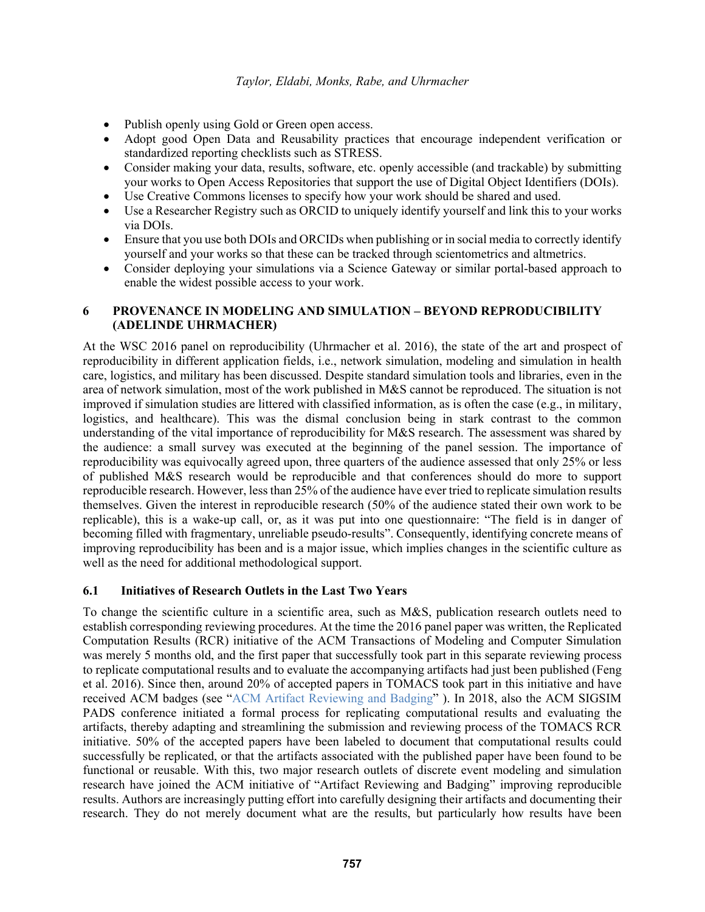- Publish openly using Gold or Green open access.
- Adopt good Open Data and Reusability practices that encourage independent verification or standardized reporting checklists such as STRESS.
- Consider making your data, results, software, etc. openly accessible (and trackable) by submitting your works to Open Access Repositories that support the use of Digital Object Identifiers (DOIs).
- Use Creative Commons licenses to specify how your work should be shared and used.
- Use a Researcher Registry such as ORCID to uniquely identify yourself and link this to your works via DOIs.
- Ensure that you use both DOIs and ORCIDs when publishing or in social media to correctly identify yourself and your works so that these can be tracked through scientometrics and altmetrics.
- Consider deploying your simulations via a Science Gateway or similar portal-based approach to enable the widest possible access to your work.

## 6 PROVENANCE IN MODELING AND SIMULATION – BEYOND REPRODUCIBILITY (ADELINDE UHRMACHER)

At the WSC 2016 panel on reproducibility (Uhrmacher et al. 2016), the state of the art and prospect of reproducibility in different application fields, i.e., network simulation, modeling and simulation in health care, logistics, and military has been discussed. Despite standard simulation tools and libraries, even in the area of network simulation, most of the work published in M&S cannot be reproduced. The situation is not improved if simulation studies are littered with classified information, as is often the case (e.g., in military, logistics, and healthcare). This was the dismal conclusion being in stark contrast to the common understanding of the vital importance of reproducibility for M&S research. The assessment was shared by the audience: a small survey was executed at the beginning of the panel session. The importance of reproducibility was equivocally agreed upon, three quarters of the audience assessed that only 25% or less of published M&S research would be reproducible and that conferences should do more to support reproducible research. However, less than 25% of the audience have ever tried to replicate simulation results themselves. Given the interest in reproducible research (50% of the audience stated their own work to be replicable), this is a wake-up call, or, as it was put into one questionnaire: "The field is in danger of becoming filled with fragmentary, unreliable pseudo-results". Consequently, identifying concrete means of improving reproducibility has been and is a major issue, which implies changes in the scientific culture as well as the need for additional methodological support.

### 6.1 Initiatives of Research Outlets in the Last Two Years

To change the scientific culture in a scientific area, such as M&S, publication research outlets need to establish corresponding reviewing procedures. At the time the 2016 panel paper was written, the Replicated Computation Results (RCR) initiative of the ACM Transactions of Modeling and Computer Simulation was merely 5 months old, and the first paper that successfully took part in this separate reviewing process to replicate computational results and to evaluate the accompanying artifacts had just been published (Feng et al. 2016). Since then, around 20% of accepted papers in TOMACS took part in this initiative and have received ACM badges (see "ACM Artifact Reviewing and Badging" ). In 2018, also the ACM SIGSIM PADS conference initiated a formal process for replicating computational results and evaluating the artifacts, thereby adapting and streamlining the submission and reviewing process of the TOMACS RCR initiative. 50% of the accepted papers have been labeled to document that computational results could successfully be replicated, or that the artifacts associated with the published paper have been found to be functional or reusable. With this, two major research outlets of discrete event modeling and simulation research have joined the ACM initiative of "Artifact Reviewing and Badging" improving reproducible results. Authors are increasingly putting effort into carefully designing their artifacts and documenting their research. They do not merely document what are the results, but particularly how results have been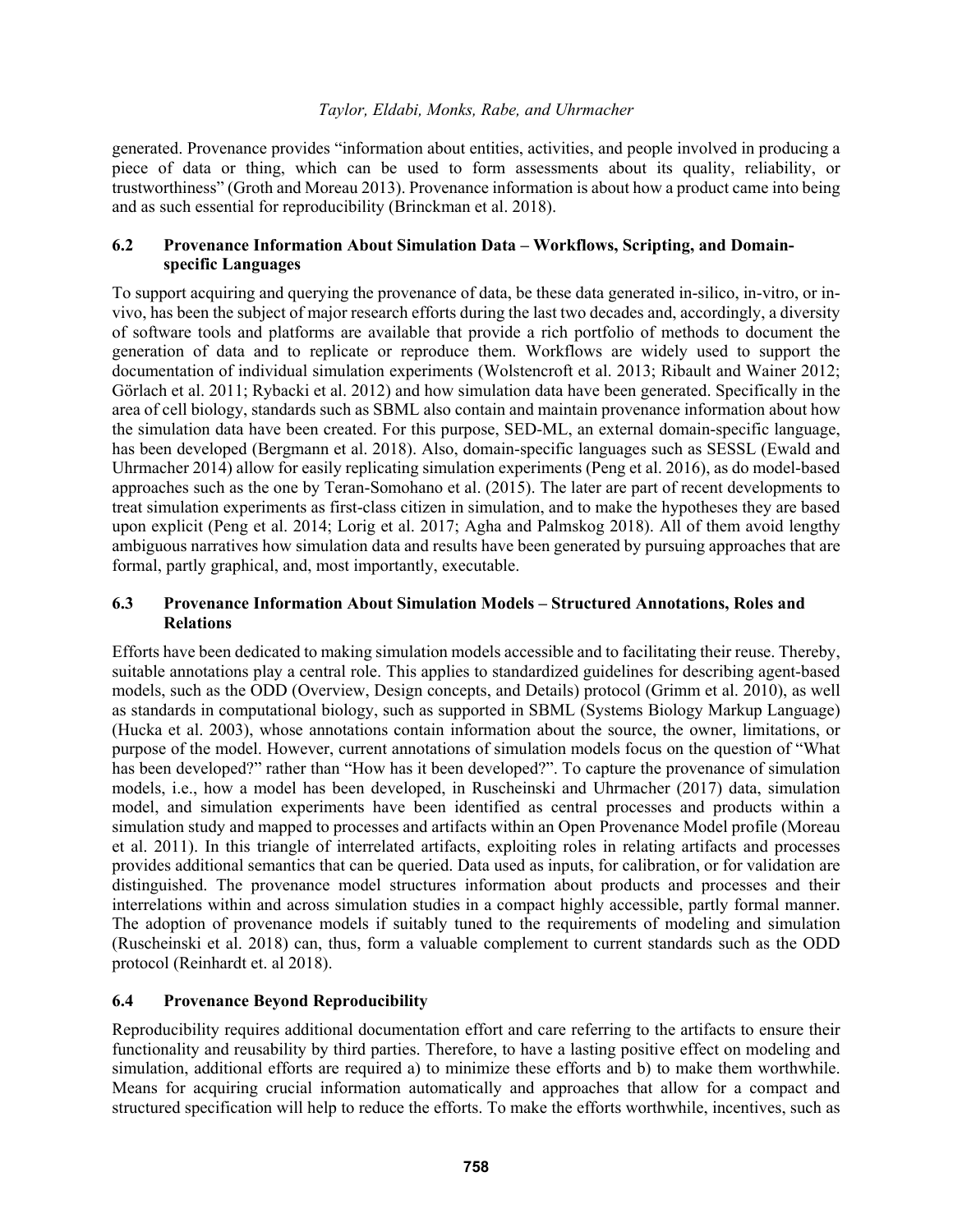generated. Provenance provides "information about entities, activities, and people involved in producing a piece of data or thing, which can be used to form assessments about its quality, reliability, or trustworthiness" (Groth and Moreau 2013). Provenance information is about how a product came into being and as such essential for reproducibility (Brinckman et al. 2018).

### 6.2 Provenance Information About Simulation Data – Workflows, Scripting, and Domain-specific Languages

To support acquiring and querying the provenance of data, be these data generated in-silico, in-vitro, or in-vivo, has been the subject of major research efforts during the last two decades and, accordingly, a diversity of software tools and platforms are available that provide a rich portfolio of methods to document the generation of data and to replicate or reproduce them. Workflows are widely used to support the documentation of individual simulation experiments (Wolstencroft et al. 2013; Ribault and Wainer 2012; Görlach et al. 2011; Rybacki et al. 2012) and how simulation data have been generated. Specifically in the area of cell biology, standards such as SBML also contain and maintain provenance information about how the simulation data have been created. For this purpose, SED-ML, an external domain-specific language, has been developed (Bergmann et al. 2018). Also, domain-specific languages such as SESSL (Ewald and Uhrmacher 2014) allow for easily replicating simulation experiments (Peng et al. 2016), as do model-based approaches such as the one by Teran-Somohano et al. (2015). The later are part of recent developments to treat simulation experiments as first-class citizen in simulation, and to make the hypotheses they are based upon explicit (Peng et al. 2014; Lorig et al. 2017; Agha and Palmskog 2018). All of them avoid lengthy ambiguous narratives how simulation data and results have been generated by pursuing approaches that are formal, partly graphical, and, most importantly, executable.

### 6.3 Provenance Information About Simulation Models – Structured Annotations, Roles and Relations

Efforts have been dedicated to making simulation models accessible and to facilitating their reuse. Thereby, suitable annotations play a central role. This applies to standardized guidelines for describing agent-based models, such as the ODD (Overview, Design concepts, and Details) protocol (Grimm et al. 2010), as well as standards in computational biology, such as supported in SBML (Systems Biology Markup Language) (Hucka et al. 2003), whose annotations contain information about the source, the owner, limitations, or purpose of the model. However, current annotations of simulation models focus on the question of "What has been developed?" rather than "How has it been developed?". To capture the provenance of simulation models, i.e., how a model has been developed, in Ruscheinski and Uhrmacher (2017) data, simulation model, and simulation experiments have been identified as central processes and products within a simulation study and mapped to processes and artifacts within an Open Provenance Model profile (Moreau et al. 2011). In this triangle of interrelated artifacts, exploiting roles in relating artifacts and processes provides additional semantics that can be queried. Data used as inputs, for calibration, or for validation are distinguished. The provenance model structures information about products and processes and their interrelations within and across simulation studies in a compact highly accessible, partly formal manner. The adoption of provenance models if suitably tuned to the requirements of modeling and simulation (Ruscheinski et al. 2018) can, thus, form a valuable complement to current standards such as the ODD protocol (Reinhardt et. al 2018).

### 6.4 Provenance Beyond Reproducibility

Reproducibility requires additional documentation effort and care referring to the artifacts to ensure their functionality and reusability by third parties. Therefore, to have a lasting positive effect on modeling and simulation, additional efforts are required a) to minimize these efforts and b) to make them worthwhile. Means for acquiring crucial information automatically and approaches that allow for a compact and structured specification will help to reduce the efforts. To make the efforts worthwhile, incentives, such as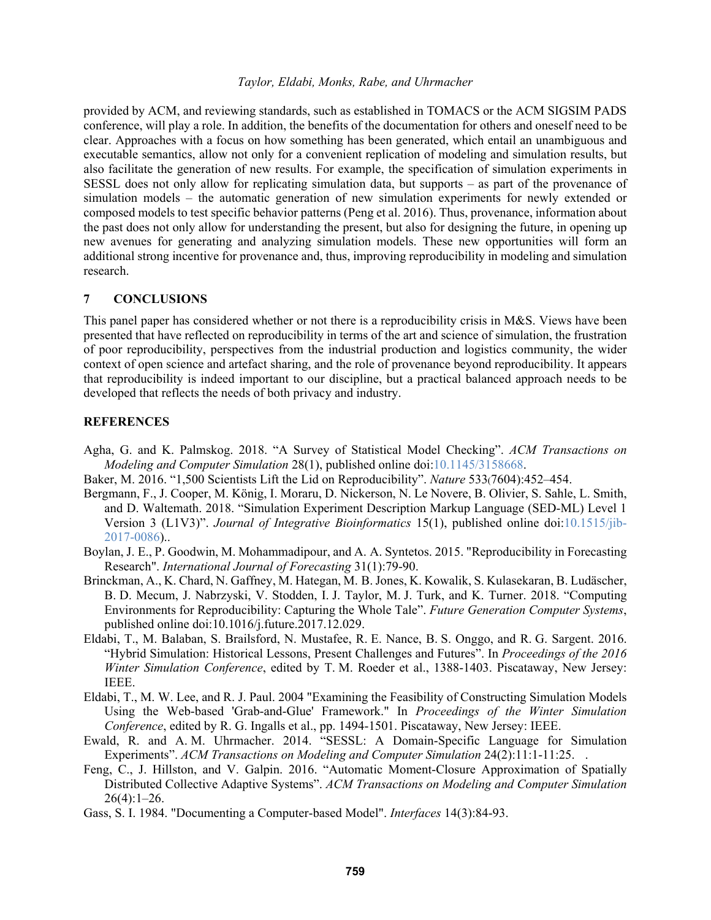provided by ACM, and reviewing standards, such as established in TOMACS or the ACM SIGSIM PADS conference, will play a role. In addition, the benefits of the documentation for others and oneself need to be clear. Approaches with a focus on how something has been generated, which entail an unambiguous and executable semantics, allow not only for a convenient replication of modeling and simulation results, but also facilitate the generation of new results. For example, the specification of simulation experiments in SESSL does not only allow for replicating simulation data, but supports – as part of the provenance of simulation models – the automatic generation of new simulation experiments for newly extended or composed models to test specific behavior patterns (Peng et al. 2016). Thus, provenance, information about the past does not only allow for understanding the present, but also for designing the future, in opening up new avenues for generating and analyzing simulation models. These new opportunities will form an additional strong incentive for provenance and, thus, improving reproducibility in modeling and simulation research.

## 7 CONCLUSIONS

This panel paper has considered whether or not there is a reproducibility crisis in M&S. Views have been presented that have reflected on reproducibility in terms of the art and science of simulation, the frustration of poor reproducibility, perspectives from the industrial production and logistics community, the wider context of open science and artefact sharing, and the role of provenance beyond reproducibility. It appears that reproducibility is indeed important to our discipline, but a practical balanced approach needs to be developed that reflects the needs of both privacy and industry.

## REFERENCES

Agha, G. and K. Palmskog. 2018. "A Survey of Statistical Model Checking". *ACM Transactions on Modeling and Computer Simulation* 28(1), published online doi:10.1145/3158668.

Baker, M. 2016. "1,500 Scientists Lift the Lid on Reproducibility". *Nature* 533(7604):452–454.

Bergmann, F., J. Cooper, M. König, I. Moraru, D. Nickerson, N. Le Novere, B. Olivier, S. Sahle, L. Smith, and D. Waltemath. 2018. "Simulation Experiment Description Markup Language (SED-ML) Level 1 Version 3 (L1V3)". *Journal of Integrative Bioinformatics* 15(1), published online doi:10.1515/jib-2017-0086)..

Boylan, J. E., P. Goodwin, M. Mohammadipour, and A. A. Syntetos. 2015. "Reproducibility in Forecasting Research". *International Journal of Forecasting* 31(1):79-90.

Brinckman, A., K. Chard, N. Gaffney, M. Hategan, M. B. Jones, K. Kowalik, S. Kulasekaran, B. Ludäscher, B. D. Mecum, J. Nabrzyski, V. Stodden, I. J. Taylor, M. J. Turk, and K. Turner. 2018. "Computing Environments for Reproducibility: Capturing the Whole Tale". *Future Generation Computer Systems*, published online doi:10.1016/j.future.2017.12.029.

Eldabi, T., M. Balaban, S. Brailsford, N. Mustafee, R. E. Nance, B. S. Onggo, and R. G. Sargent. 2016. "Hybrid Simulation: Historical Lessons, Present Challenges and Futures". In *Proceedings of the 2016 Winter Simulation Conference*, edited by T. M. Roeder et al., 1388-1403. Piscataway, New Jersey: IEEE.

Eldabi, T., M. W. Lee, and R. J. Paul. 2004 "Examining the Feasibility of Constructing Simulation Models Using the Web-based 'Grab-and-Glue' Framework." In *Proceedings of the Winter Simulation Conference*, edited by R. G. Ingalls et al., pp. 1494-1501. Piscataway, New Jersey: IEEE.

Ewald, R. and A. M. Uhrmacher. 2014. "SESSL: A Domain-Specific Language for Simulation Experiments". *ACM Transactions on Modeling and Computer Simulation* 24(2):11:1-11:25. .

Feng, C., J. Hillston, and V. Galpin. 2016. "Automatic Moment-Closure Approximation of Spatially Distributed Collective Adaptive Systems". *ACM Transactions on Modeling and Computer Simulation* 26(4):1–26.

Gass, S. I. 1984. "Documenting a Computer-based Model". *Interfaces* 14(3):84-93.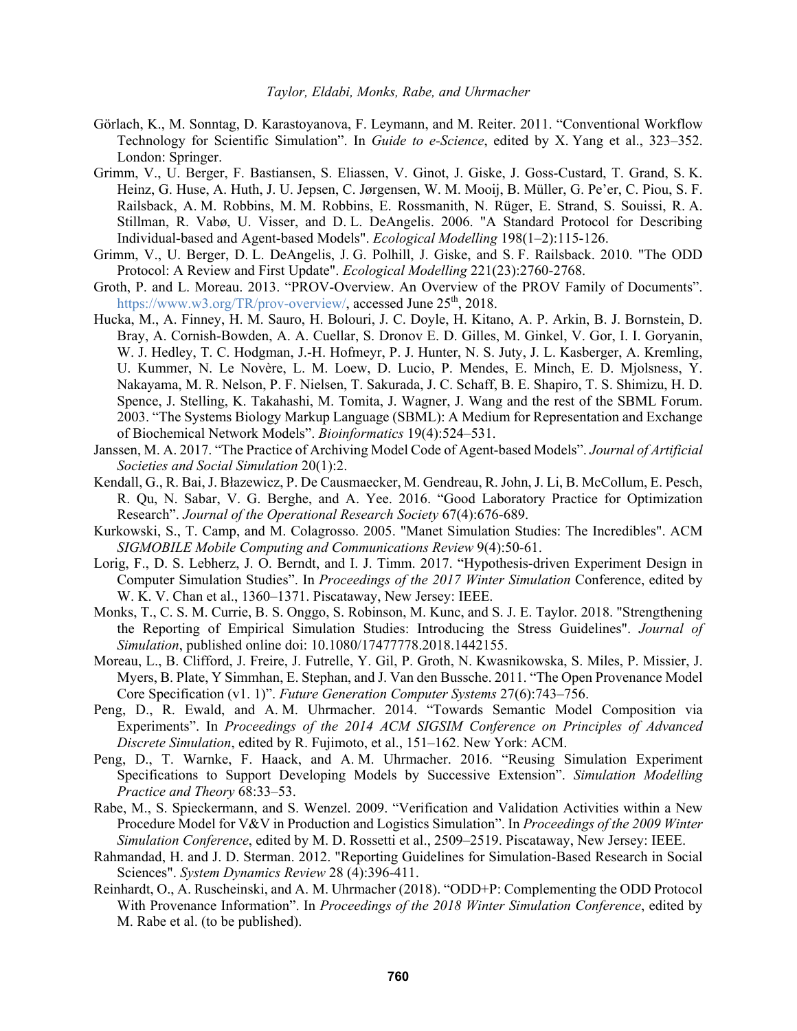Görlach, K., M. Sonntag, D. Karastoyanova, F. Leymann, and M. Reiter. 2011. "Conventional Workflow Technology for Scientific Simulation". In *Guide to e-Science*, edited by X. Yang et al., 323–352. London: Springer.

Grimm, V., U. Berger, F. Bastiansen, S. Eliassen, V. Ginot, J. Giske, J. Goss-Custard, T. Grand, S. K. Heinz, G. Huse, A. Huth, J. U. Jepsen, C. Jørgensen, W. M. Mooij, B. Müller, G. Pe'er, C. Piou, S. F. Railsback, A. M. Robbins, M. M. Robbins, E. Rossmanith, N. Rüger, E. Strand, S. Souissi, R. A. Stillman, R. Vabø, U. Visser, and D. L. DeAngelis. 2006. "A Standard Protocol for Describing Individual-based and Agent-based Models". *Ecological Modelling* 198(1–2):115-126.

Grimm, V., U. Berger, D. L. DeAngelis, J. G. Polhill, J. Giske, and S. F. Railsback. 2010. "The ODD Protocol: A Review and First Update". *Ecological Modelling* 221(23):2760-2768.

Groth, P. and L. Moreau. 2013. "PROV-Overview. An Overview of the PROV Family of Documents". https://www.w3.org/TR/prov-overview/, accessed June 25th, 2018.

Hucka, M., A. Finney, H. M. Sauro, H. Bolouri, J. C. Doyle, H. Kitano, A. P. Arkin, B. J. Bornstein, D. Bray, A. Cornish-Bowden, A. A. Cuellar, S. Dronov E. D. Gilles, M. Ginkel, V. Gor, I. I. Goryanin, W. J. Hedley, T. C. Hodgman, J.-H. Hofmeyr, P. J. Hunter, N. S. Juty, J. L. Kasberger, A. Kremling, U. Kummer, N. Le Novère, L. M. Loew, D. Lucio, P. Mendes, E. Minch, E. D. Mjolsness, Y. Nakayama, M. R. Nelson, P. F. Nielsen, T. Sakurada, J. C. Schaff, B. E. Shapiro, T. S. Shimizu, H. D. Spence, J. Stelling, K. Takahashi, M. Tomita, J. Wagner, J. Wang and the rest of the SBML Forum. 2003. "The Systems Biology Markup Language (SBML): A Medium for Representation and Exchange of Biochemical Network Models". *Bioinformatics* 19(4):524–531.

Janssen, M. A. 2017. "The Practice of Archiving Model Code of Agent-based Models". *Journal of Artificial Societies and Social Simulation* 20(1):2.

Kendall, G., R. Bai, J. Błazewicz, P. De Causmaecker, M. Gendreau, R. John, J. Li, B. McCollum, E. Pesch, R. Qu, N. Sabar, V. G. Berghe, and A. Yee. 2016. "Good Laboratory Practice for Optimization Research". *Journal of the Operational Research Society* 67(4):676-689.

Kurkowski, S., T. Camp, and M. Colagrosso. 2005. "Manet Simulation Studies: The Incredibles". ACM *SIGMOBILE Mobile Computing and Communications Review* 9(4):50-61.

Lorig, F., D. S. Lebherz, J. O. Berndt, and I. J. Timm. 2017. "Hypothesis-driven Experiment Design in Computer Simulation Studies". In *Proceedings of the 2017 Winter Simulation* Conference, edited by W. K. V. Chan et al., 1360–1371. Piscataway, New Jersey: IEEE.

Monks, T., C. S. M. Currie, B. S. Onggo, S. Robinson, M. Kunc, and S. J. E. Taylor. 2018. "Strengthening the Reporting of Empirical Simulation Studies: Introducing the Stress Guidelines". *Journal of Simulation*, published online doi: 10.1080/17477778.2018.1442155.

Moreau, L., B. Clifford, J. Freire, J. Futrelle, Y. Gil, P. Groth, N. Kwasnikowska, S. Miles, P. Missier, J. Myers, B. Plate, Y Simmhan, E. Stephan, and J. Van den Bussche. 2011. "The Open Provenance Model Core Specification (v1. 1)". *Future Generation Computer Systems* 27(6):743–756.

Peng, D., R. Ewald, and A. M. Uhrmacher. 2014. "Towards Semantic Model Composition via Experiments". In *Proceedings of the 2014 ACM SIGSIM Conference on Principles of Advanced Discrete Simulation*, edited by R. Fujimoto, et al., 151–162. New York: ACM.

Peng, D., T. Warnke, F. Haack, and A. M. Uhrmacher. 2016. "Reusing Simulation Experiment Specifications to Support Developing Models by Successive Extension". *Simulation Modelling Practice and Theory* 68:33–53.

Rabe, M., S. Spieckermann, and S. Wenzel. 2009. "Verification and Validation Activities within a New Procedure Model for V&V in Production and Logistics Simulation". In *Proceedings of the 2009 Winter Simulation Conference*, edited by M. D. Rossetti et al., 2509–2519. Piscataway, New Jersey: IEEE.

Rahmandad, H. and J. D. Sterman. 2012. "Reporting Guidelines for Simulation-Based Research in Social Sciences". *System Dynamics Review* 28 (4):396-411.

Reinhardt, O., A. Ruscheinski, and A. M. Uhrmacher (2018). "ODD+P: Complementing the ODD Protocol With Provenance Information". In *Proceedings of the 2018 Winter Simulation Conference*, edited by M. Rabe et al. (to be published).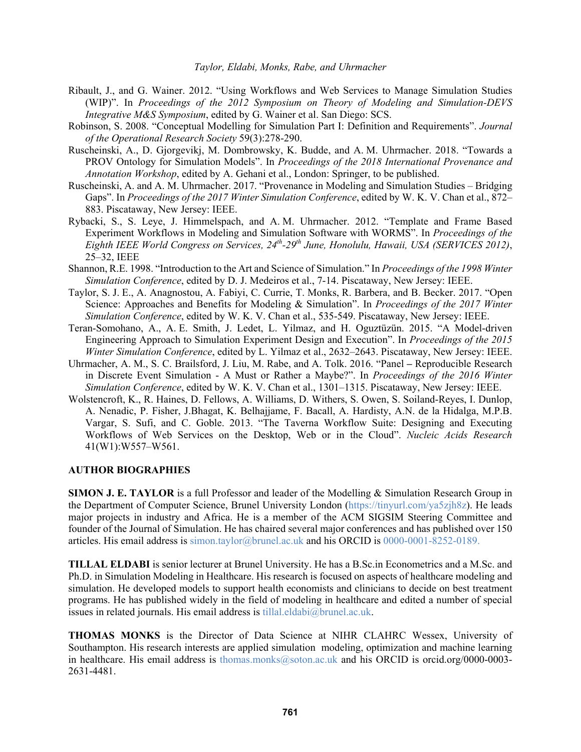Ribault, J., and G. Wainer. 2012. "Using Workflows and Web Services to Manage Simulation Studies (WIP)". In *Proceedings of the 2012 Symposium on Theory of Modeling and Simulation-DEVS Integrative M&S Symposium*, edited by G. Wainer et al. San Diego: SCS.

Robinson, S. 2008. "Conceptual Modelling for Simulation Part I: Definition and Requirements". *Journal of the Operational Research Society* 59(3):278-290.

Ruscheinski, A., D. Gjorgevikj, M. Dombrowsky, K. Budde, and A. M. Uhrmacher. 2018. "Towards a PROV Ontology for Simulation Models". In *Proceedings of the 2018 International Provenance and Annotation Workshop*, edited by A. Gehani et al., London: Springer, to be published.

Ruscheinski, A. and A. M. Uhrmacher. 2017. "Provenance in Modeling and Simulation Studies – Bridging Gaps". In *Proceedings of the 2017 Winter Simulation Conference*, edited by W. K. V. Chan et al., 872–883. Piscataway, New Jersey: IEEE.

Rybacki, S., S. Leye, J. Himmelspach, and A. M. Uhrmacher. 2012. "Template and Frame Based Experiment Workflows in Modeling and Simulation Software with WORMS". In *Proceedings of the Eighth IEEE World Congress on Services, 24th-29th June, Honolulu, Hawaii, USA (SERVICES 2012)*, 25–32, IEEE

Shannon, R.E. 1998. "Introduction to the Art and Science of Simulation." In *Proceedings of the 1998 Winter Simulation Conference*, edited by D. J. Medeiros et al., 7-14. Piscataway, New Jersey: IEEE.

Taylor, S. J. E., A. Anagnostou, A. Fabiyi, C. Currie, T. Monks, R. Barbera, and B. Becker. 2017. "Open Science: Approaches and Benefits for Modeling & Simulation". In *Proceedings of the 2017 Winter Simulation Conference*, edited by W. K. V. Chan et al., 535-549. Piscataway, New Jersey: IEEE.

Teran-Somohano, A., A. E. Smith, J. Ledet, L. Yilmaz, and H. Oguztüzün. 2015. "A Model-driven Engineering Approach to Simulation Experiment Design and Execution". In *Proceedings of the 2015 Winter Simulation Conference*, edited by L. Yilmaz et al., 2632–2643. Piscataway, New Jersey: IEEE.

Uhrmacher, A. M., S. C. Brailsford, J. Liu, M. Rabe, and A. Tolk. 2016. "Panel – Reproducible Research in Discrete Event Simulation - A Must or Rather a Maybe?". In *Proceedings of the 2016 Winter Simulation Conference*, edited by W. K. V. Chan et al., 1301–1315. Piscataway, New Jersey: IEEE.

Wolstencroft, K., R. Haines, D. Fellows, A. Williams, D. Withers, S. Owen, S. Soiland-Reyes, I. Dunlop, A. Nenadic, P. Fisher, J.Bhagat, K. Belhajjame, F. Bacall, A. Hardisty, A.N. de la Hidalga, M.P.B. Vargar, S. Sufi, and C. Goble. 2013. "The Taverna Workflow Suite: Designing and Executing Workflows of Web Services on the Desktop, Web or in the Cloud". *Nucleic Acids Research* 41(W1):W557–W561.

## AUTHOR BIOGRAPHIES

**SIMON J. E. TAYLOR** is a full Professor and leader of the Modelling & Simulation Research Group in the Department of Computer Science, Brunel University London (https://tinyurl.com/ya5zjh8z). He leads major projects in industry and Africa. He is a member of the ACM SIGSIM Steering Committee and founder of the Journal of Simulation. He has chaired several major conferences and has published over 150 articles. His email address is simon.taylor@brunel.ac.uk and his ORCID is 0000-0001-8252-0189.

**TILLAL ELDABI** is senior lecturer at Brunel University. He has a B.Sc.in Econometrics and a M.Sc. and Ph.D. in Simulation Modeling in Healthcare. His research is focused on aspects of healthcare modeling and simulation. He developed models to support health economists and clinicians to decide on best treatment programs. He has published widely in the field of modeling in healthcare and edited a number of special issues in related journals. His email address is tillal.eldabi@brunel.ac.uk.

**THOMAS MONKS** is the Director of Data Science at NIHR CLAHRC Wessex, University of Southampton. His research interests are applied simulation modeling, optimization and machine learning in healthcare. His email address is thomas.monks@soton.ac.uk and his ORCID is orcid.org/0000-0003-2631-4481.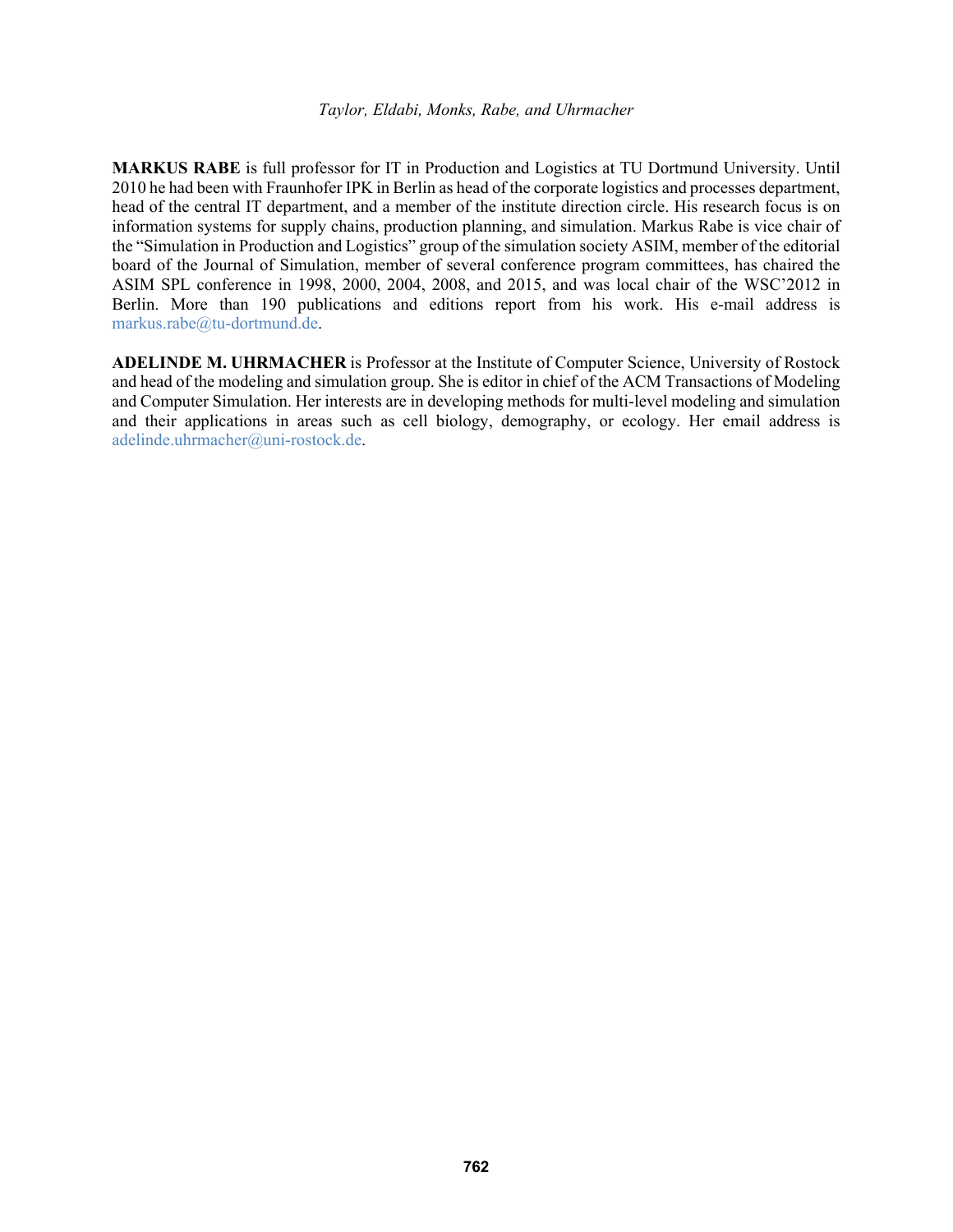**MARKUS RABE** is full professor for IT in Production and Logistics at TU Dortmund University. Until 2010 he had been with Fraunhofer IPK in Berlin as head of the corporate logistics and processes department, head of the central IT department, and a member of the institute direction circle. His research focus is on information systems for supply chains, production planning, and simulation. Markus Rabe is vice chair of the "Simulation in Production and Logistics" group of the simulation society ASIM, member of the editorial board of the Journal of Simulation, member of several conference program committees, has chaired the ASIM SPL conference in 1998, 2000, 2004, 2008, and 2015, and was local chair of the WSC'2012 in Berlin. More than 190 publications and editions report from his work. His e-mail address is markus.rabe@tu-dortmund.de.

**ADELINDE M. UHRMACHER** is Professor at the Institute of Computer Science, University of Rostock and head of the modeling and simulation group. She is editor in chief of the ACM Transactions of Modeling and Computer Simulation. Her interests are in developing methods for multi-level modeling and simulation and their applications in areas such as cell biology, demography, or ecology. Her email address is adelinde.uhrmacher@uni-rostock.de.